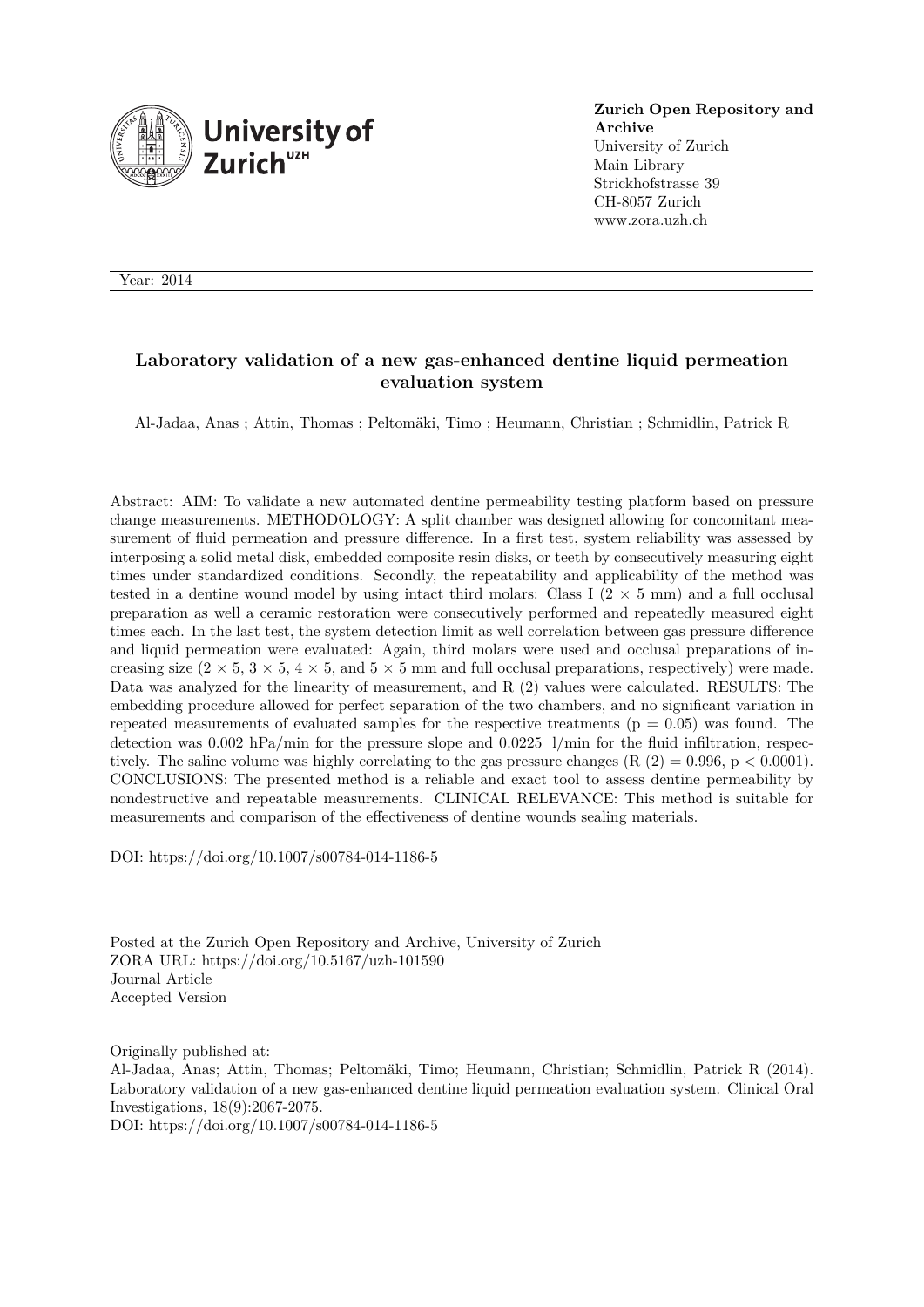**Zurich Open Repository and Archive**
University of Zurich
Main Library
Strickhofstrasse 39
CH-8057 Zurich
www.zora.uzh.ch

Year: 2014

# Laboratory validation of a new gas-enhanced dentine liquid permeation evaluation system

Al-Jadaa, Anas ; Attin, Thomas ; Peltomäki, Timo ; Heumann, Christian ; Schmidlin, Patrick R

Abstract: AIM: To validate a new automated dentine permeability testing platform based on pressure change measurements. METHODOLOGY: A split chamber was designed allowing for concomitant measurement of fluid permeation and pressure difference. In a first test, system reliability was assessed by interposing a solid metal disk, embedded composite resin disks, or teeth by consecutively measuring eight times under standardized conditions. Secondly, the repeatability and applicability of the method was tested in a dentine wound model by using intact third molars: Class I (2 × 5 mm) and a full occlusal preparation as well a ceramic restoration were consecutively performed and repeatedly measured eight times each. In the last test, the system detection limit as well correlation between gas pressure difference and liquid permeation were evaluated: Again, third molars were used and occlusal preparations of increasing size (2 × 5, 3 × 5, 4 × 5, and 5 × 5 mm and full occlusal preparations, respectively) were made. Data was analyzed for the linearity of measurement, and R (2) values were calculated. RESULTS: The embedding procedure allowed for perfect separation of the two chambers, and no significant variation in repeated measurements of evaluated samples for the respective treatments ($p = 0.05$) was found. The detection was 0.002 hPa/min for the pressure slope and 0.0225 l/min for the fluid infiltration, respectively. The saline volume was highly correlating to the gas pressure changes (R (2) = 0.996, $p < 0.0001$). CONCLUSIONS: The presented method is a reliable and exact tool to assess dentine permeability by nondestructive and repeatable measurements. CLINICAL RELEVANCE: This method is suitable for measurements and comparison of the effectiveness of dentine wounds sealing materials.

DOI: https://doi.org/10.1007/s00784-014-1186-5

Posted at the Zurich Open Repository and Archive, University of Zurich
ZORA URL: https://doi.org/10.5167/uzh-101590
Journal Article
Accepted Version

Originally published at:
Al-Jadaa, Anas; Attin, Thomas; Peltomäki, Timo; Heumann, Christian; Schmidlin, Patrick R (2014). Laboratory validation of a new gas-enhanced dentine liquid permeation evaluation system. Clinical Oral Investigations, 18(9):2067-2075.
DOI: https://doi.org/10.1007/s00784-014-1186-5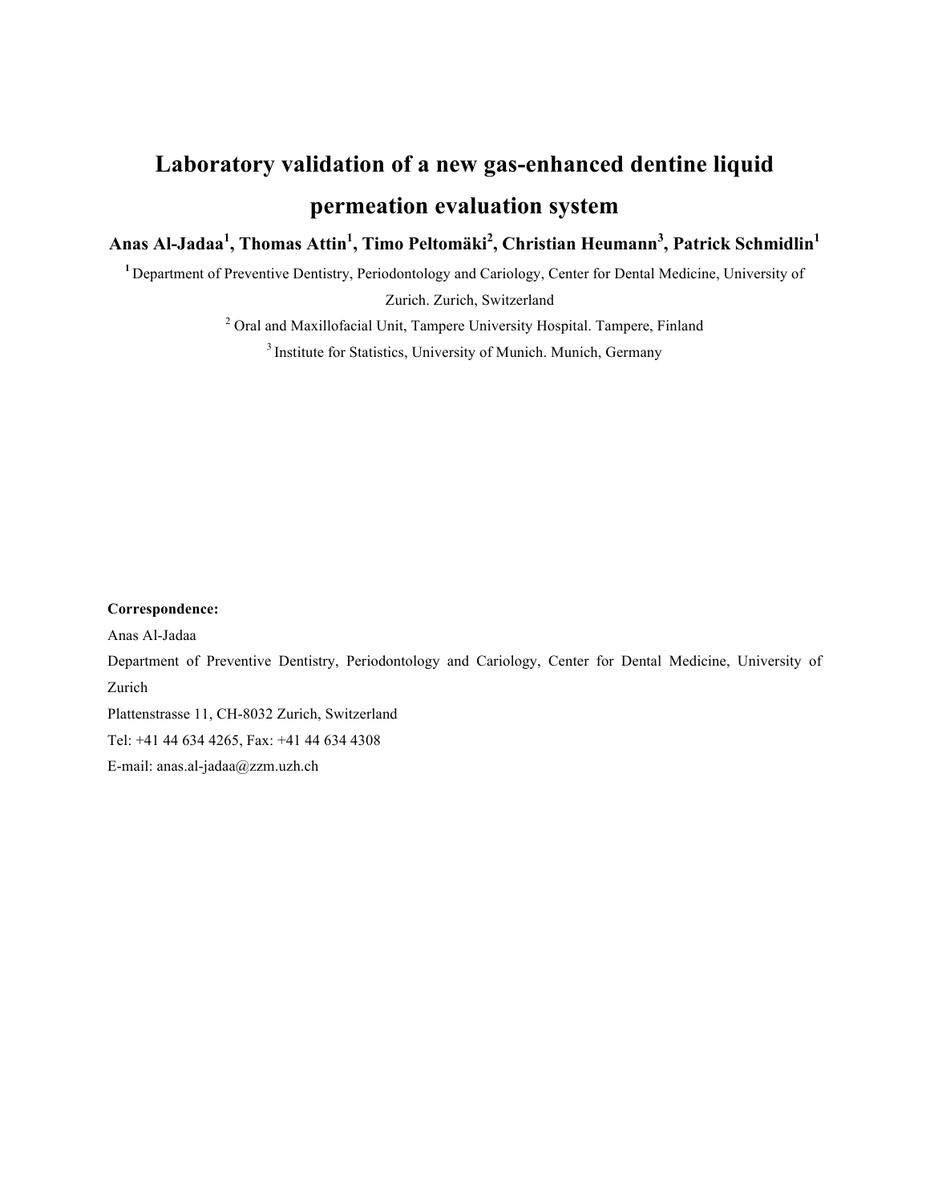# Laboratory validation of a new gas-enhanced dentine liquid permeation evaluation system

**Anas Al-Jadaa[1], Thomas Attin[1], Timo Peltomäki[2], Christian Heumann[3], Patrick Schmidlin[1]**

[1] Department of Preventive Dentistry, Periodontology and Cariology, Center for Dental Medicine, University of Zurich. Zurich, Switzerland

[2] Oral and Maxillofacial Unit, Tampere University Hospital. Tampere, Finland

[3] Institute for Statistics, University of Munich. Munich, Germany

**Correspondence:**

Anas Al-Jadaa

Department of Preventive Dentistry, Periodontology and Cariology, Center for Dental Medicine, University of Zurich

Plattenstrasse 11, CH-8032 Zurich, Switzerland

Tel: +41 44 634 4265, Fax: +41 44 634 4308

E-mail: anas.al-jadaa@zzm.uzh.ch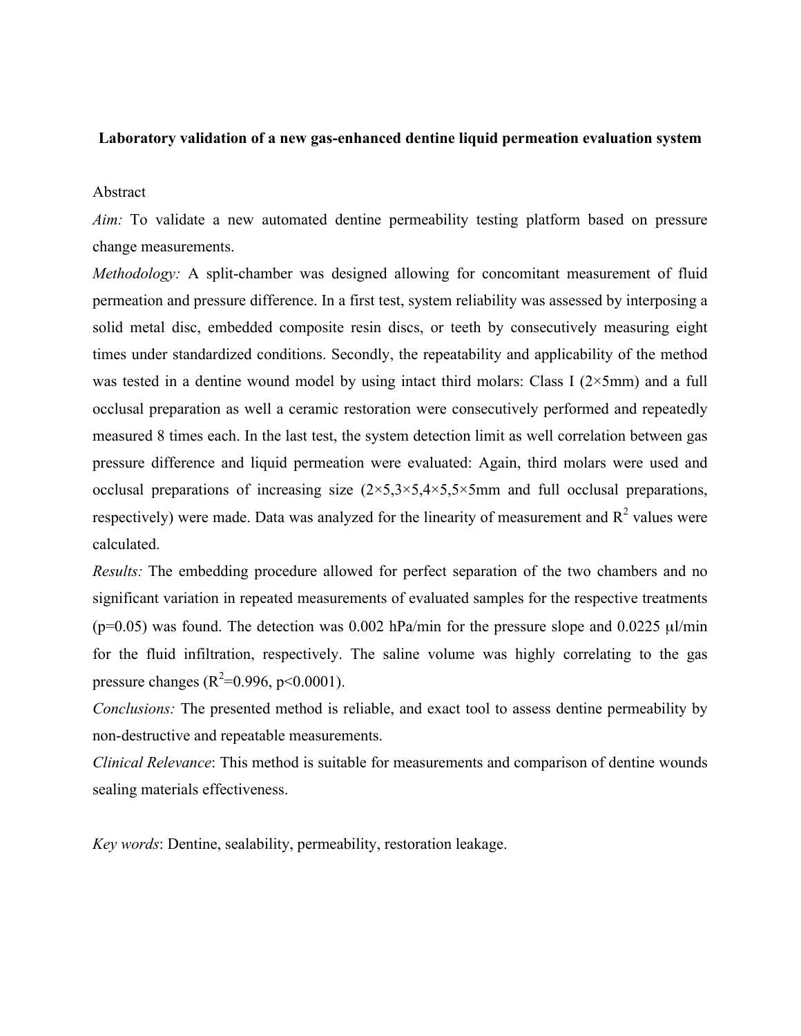**Laboratory validation of a new gas-enhanced dentine liquid permeation evaluation system**

Abstract

*Aim:* To validate a new automated dentine permeability testing platform based on pressure change measurements.

*Methodology:* A split-chamber was designed allowing for concomitant measurement of fluid permeation and pressure difference. In a first test, system reliability was assessed by interposing a solid metal disc, embedded composite resin discs, or teeth by consecutively measuring eight times under standardized conditions. Secondly, the repeatability and applicability of the method was tested in a dentine wound model by using intact third molars: Class I (2×5mm) and a full occlusal preparation as well a ceramic restoration were consecutively performed and repeatedly measured 8 times each. In the last test, the system detection limit as well correlation between gas pressure difference and liquid permeation were evaluated: Again, third molars were used and occlusal preparations of increasing size (2×5,3×5,4×5,5×5mm and full occlusal preparations, respectively) were made. Data was analyzed for the linearity of measurement and $R^2$ values were calculated.

*Results:* The embedding procedure allowed for perfect separation of the two chambers and no significant variation in repeated measurements of evaluated samples for the respective treatments ($p=0.05$) was found. The detection was 0.002 hPa/min for the pressure slope and 0.0225 μl/min for the fluid infiltration, respectively. The saline volume was highly correlating to the gas pressure changes ($R^2=0.996$, $p<0.0001$).

*Conclusions:* The presented method is reliable, and exact tool to assess dentine permeability by non-destructive and repeatable measurements.

*Clinical Relevance*: This method is suitable for measurements and comparison of dentine wounds sealing materials effectiveness.

*Key words*: Dentine, sealability, permeability, restoration leakage.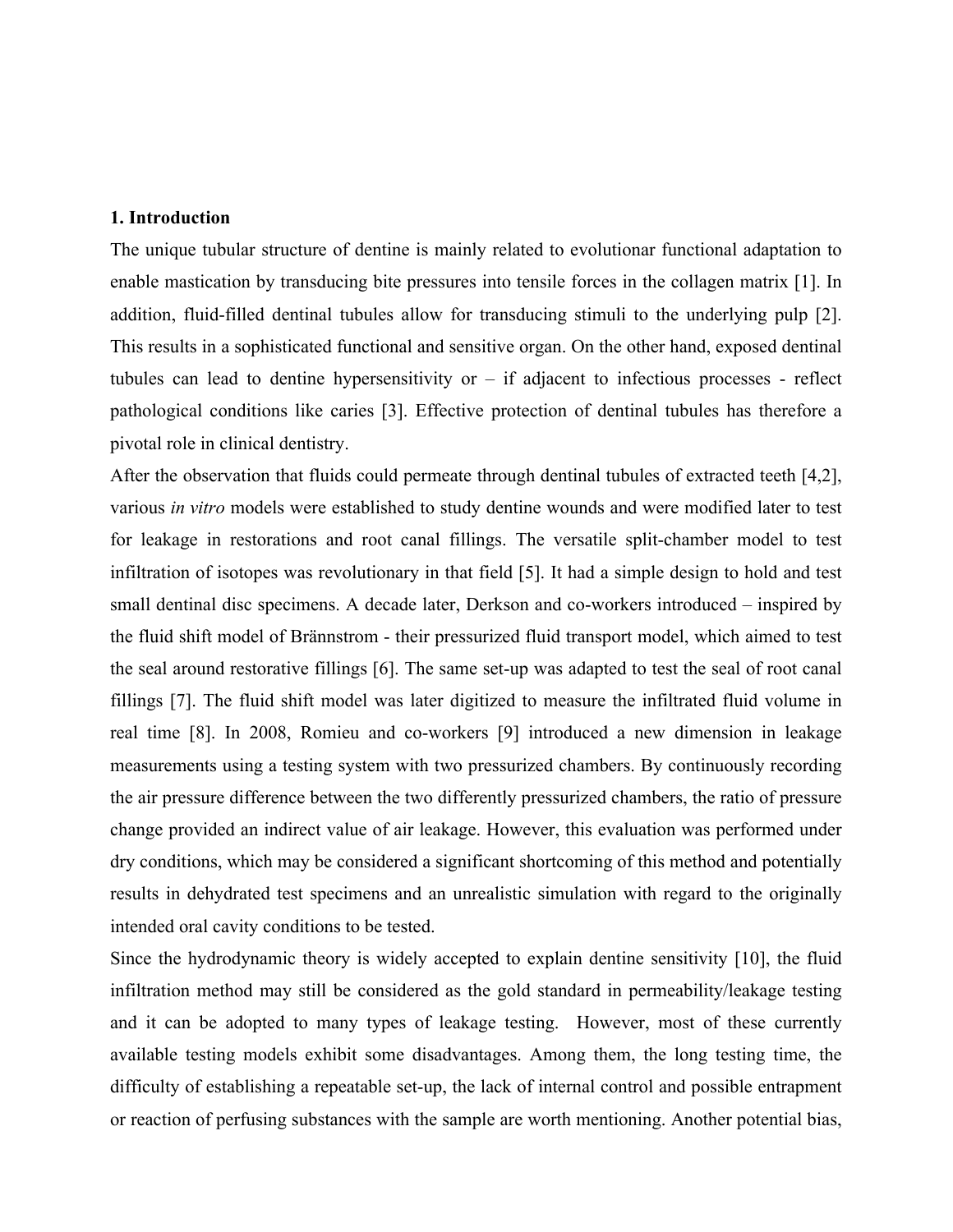## 1. Introduction

The unique tubular structure of dentine is mainly related to evolutionar functional adaptation to enable mastication by transducing bite pressures into tensile forces in the collagen matrix [1]. In addition, fluid-filled dentinal tubules allow for transducing stimuli to the underlying pulp [2]. This results in a sophisticated functional and sensitive organ. On the other hand, exposed dentinal tubules can lead to dentine hypersensitivity or – if adjacent to infectious processes - reflect pathological conditions like caries [3]. Effective protection of dentinal tubules has therefore a pivotal role in clinical dentistry.

After the observation that fluids could permeate through dentinal tubules of extracted teeth [4,2], various *in vitro* models were established to study dentine wounds and were modified later to test for leakage in restorations and root canal fillings. The versatile split-chamber model to test infiltration of isotopes was revolutionary in that field [5]. It had a simple design to hold and test small dentinal disc specimens. A decade later, Derkson and co-workers introduced – inspired by the fluid shift model of Brännstrom - their pressurized fluid transport model, which aimed to test the seal around restorative fillings [6]. The same set-up was adapted to test the seal of root canal fillings [7]. The fluid shift model was later digitized to measure the infiltrated fluid volume in real time [8]. In 2008, Romieu and co-workers [9] introduced a new dimension in leakage measurements using a testing system with two pressurized chambers. By continuously recording the air pressure difference between the two differently pressurized chambers, the ratio of pressure change provided an indirect value of air leakage. However, this evaluation was performed under dry conditions, which may be considered a significant shortcoming of this method and potentially results in dehydrated test specimens and an unrealistic simulation with regard to the originally intended oral cavity conditions to be tested.

Since the hydrodynamic theory is widely accepted to explain dentine sensitivity [10], the fluid infiltration method may still be considered as the gold standard in permeability/leakage testing and it can be adopted to many types of leakage testing. However, most of these currently available testing models exhibit some disadvantages. Among them, the long testing time, the difficulty of establishing a repeatable set-up, the lack of internal control and possible entrapment or reaction of perfusing substances with the sample are worth mentioning. Another potential bias,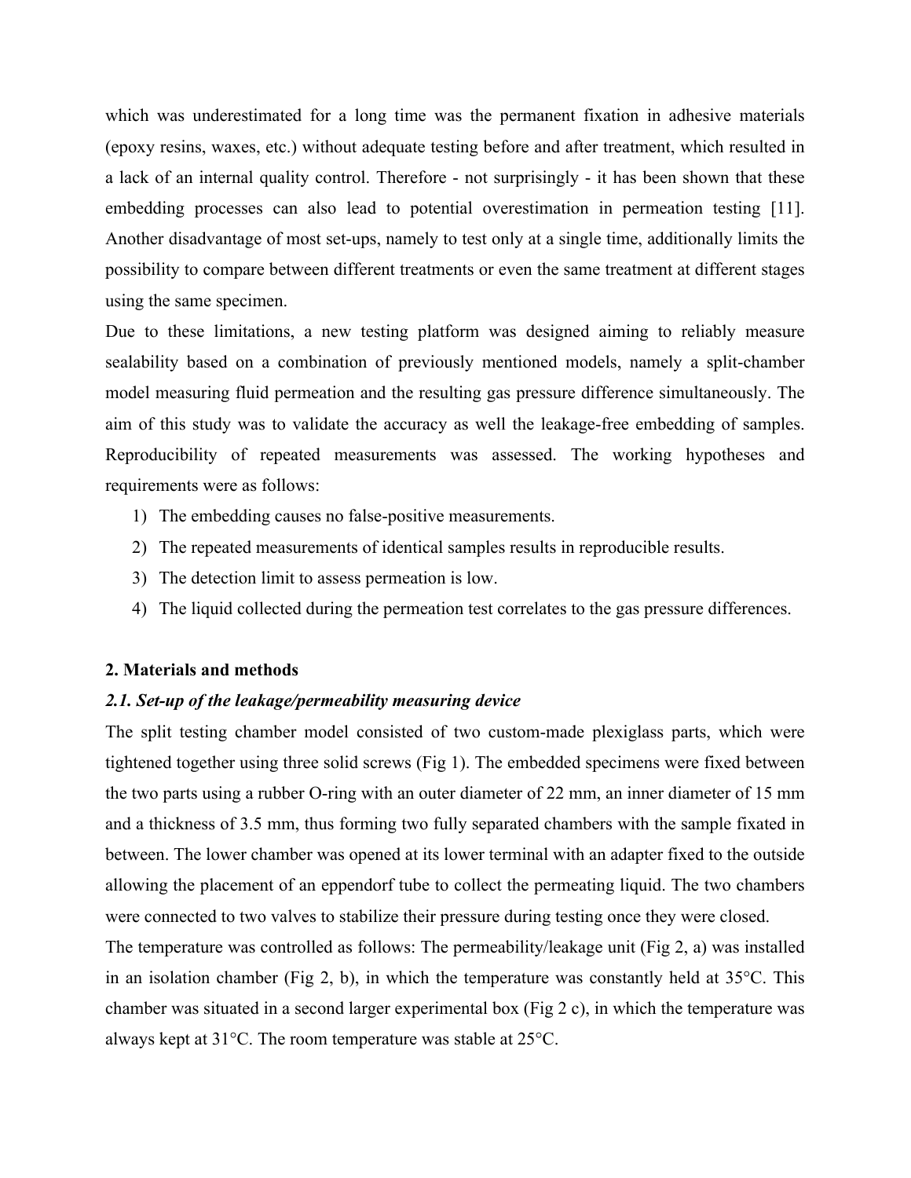which was underestimated for a long time was the permanent fixation in adhesive materials (epoxy resins, waxes, etc.) without adequate testing before and after treatment, which resulted in a lack of an internal quality control. Therefore - not surprisingly - it has been shown that these embedding processes can also lead to potential overestimation in permeation testing [11]. Another disadvantage of most set-ups, namely to test only at a single time, additionally limits the possibility to compare between different treatments or even the same treatment at different stages using the same specimen.

Due to these limitations, a new testing platform was designed aiming to reliably measure sealability based on a combination of previously mentioned models, namely a split-chamber model measuring fluid permeation and the resulting gas pressure difference simultaneously. The aim of this study was to validate the accuracy as well the leakage-free embedding of samples. Reproducibility of repeated measurements was assessed. The working hypotheses and requirements were as follows:

1) The embedding causes no false-positive measurements.
2) The repeated measurements of identical samples results in reproducible results.
3) The detection limit to assess permeation is low.
4) The liquid collected during the permeation test correlates to the gas pressure differences.

## 2. Materials and methods

### *2.1. Set-up of the leakage/permeability measuring device*

The split testing chamber model consisted of two custom-made plexiglass parts, which were tightened together using three solid screws (Fig 1). The embedded specimens were fixed between the two parts using a rubber O-ring with an outer diameter of 22 mm, an inner diameter of 15 mm and a thickness of 3.5 mm, thus forming two fully separated chambers with the sample fixated in between. The lower chamber was opened at its lower terminal with an adapter fixed to the outside allowing the placement of an eppendorf tube to collect the permeating liquid. The two chambers were connected to two valves to stabilize their pressure during testing once they were closed.

The temperature was controlled as follows: The permeability/leakage unit (Fig 2, a) was installed in an isolation chamber (Fig 2, b), in which the temperature was constantly held at 35°C. This chamber was situated in a second larger experimental box (Fig 2 c), in which the temperature was always kept at 31°C. The room temperature was stable at 25°C.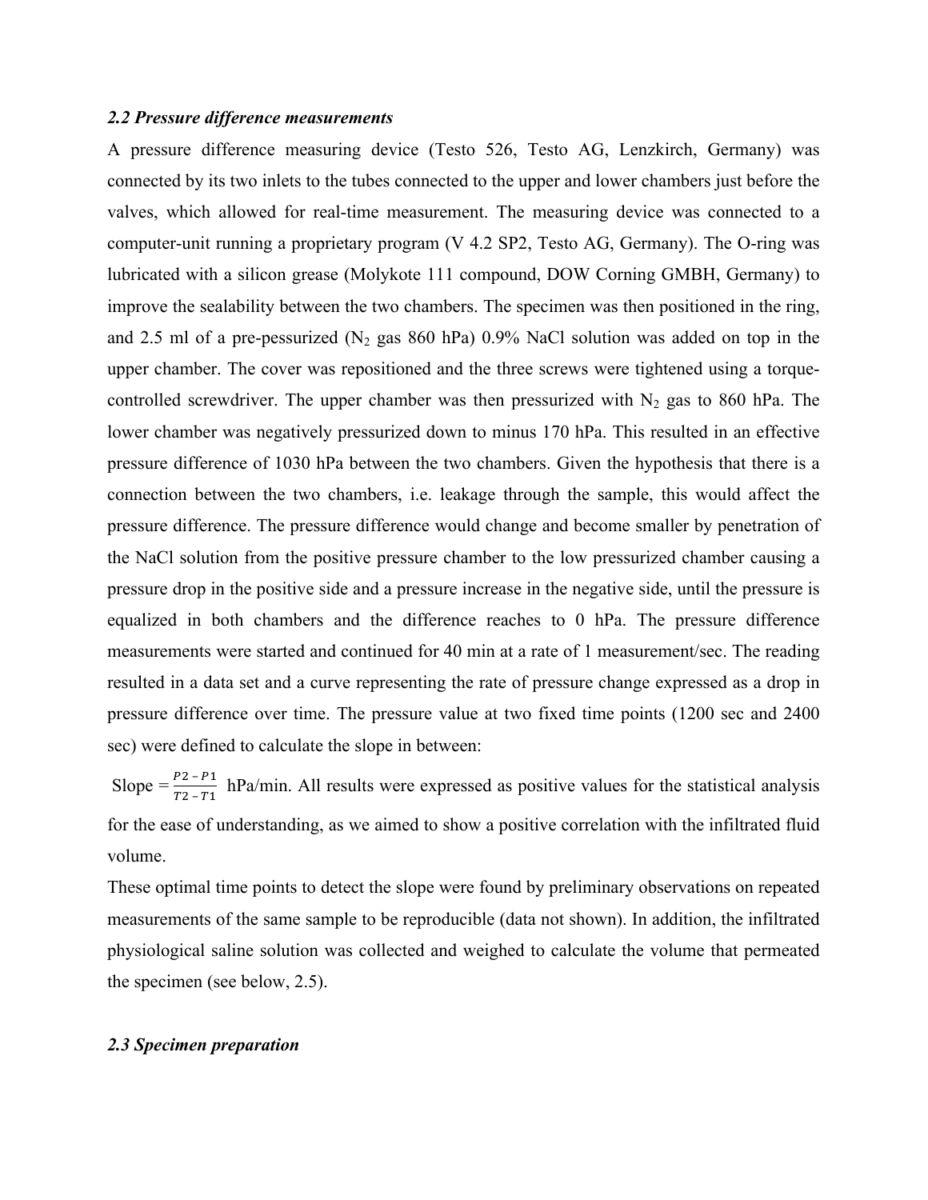### *2.2 Pressure difference measurements*

A pressure difference measuring device (Testo 526, Testo AG, Lenzkirch, Germany) was connected by its two inlets to the tubes connected to the upper and lower chambers just before the valves, which allowed for real-time measurement. The measuring device was connected to a computer-unit running a proprietary program (V 4.2 SP2, Testo AG, Germany). The O-ring was lubricated with a silicon grease (Molykote 111 compound, DOW Corning GMBH, Germany) to improve the sealability between the two chambers. The specimen was then positioned in the ring, and 2.5 ml of a pre-pessurized ($N_2$ gas 860 hPa) 0.9% NaCl solution was added on top in the upper chamber. The cover was repositioned and the three screws were tightened using a torque-controlled screwdriver. The upper chamber was then pressurized with $N_2$ gas to 860 hPa. The lower chamber was negatively pressurized down to minus 170 hPa. This resulted in an effective pressure difference of 1030 hPa between the two chambers. Given the hypothesis that there is a connection between the two chambers, i.e. leakage through the sample, this would affect the pressure difference. The pressure difference would change and become smaller by penetration of the NaCl solution from the positive pressure chamber to the low pressurized chamber causing a pressure drop in the positive side and a pressure increase in the negative side, until the pressure is equalized in both chambers and the difference reaches to 0 hPa. The pressure difference measurements were started and continued for 40 min at a rate of 1 measurement/sec. The reading resulted in a data set and a curve representing the rate of pressure change expressed as a drop in pressure difference over time. The pressure value at two fixed time points (1200 sec and 2400 sec) were defined to calculate the slope in between:

Slope $= \frac{P2 - P1}{T2 - T1}$ hPa/min. All results were expressed as positive values for the statistical analysis for the ease of understanding, as we aimed to show a positive correlation with the infiltrated fluid volume.

These optimal time points to detect the slope were found by preliminary observations on repeated measurements of the same sample to be reproducible (data not shown). In addition, the infiltrated physiological saline solution was collected and weighed to calculate the volume that permeated the specimen (see below, 2.5).

### *2.3 Specimen preparation*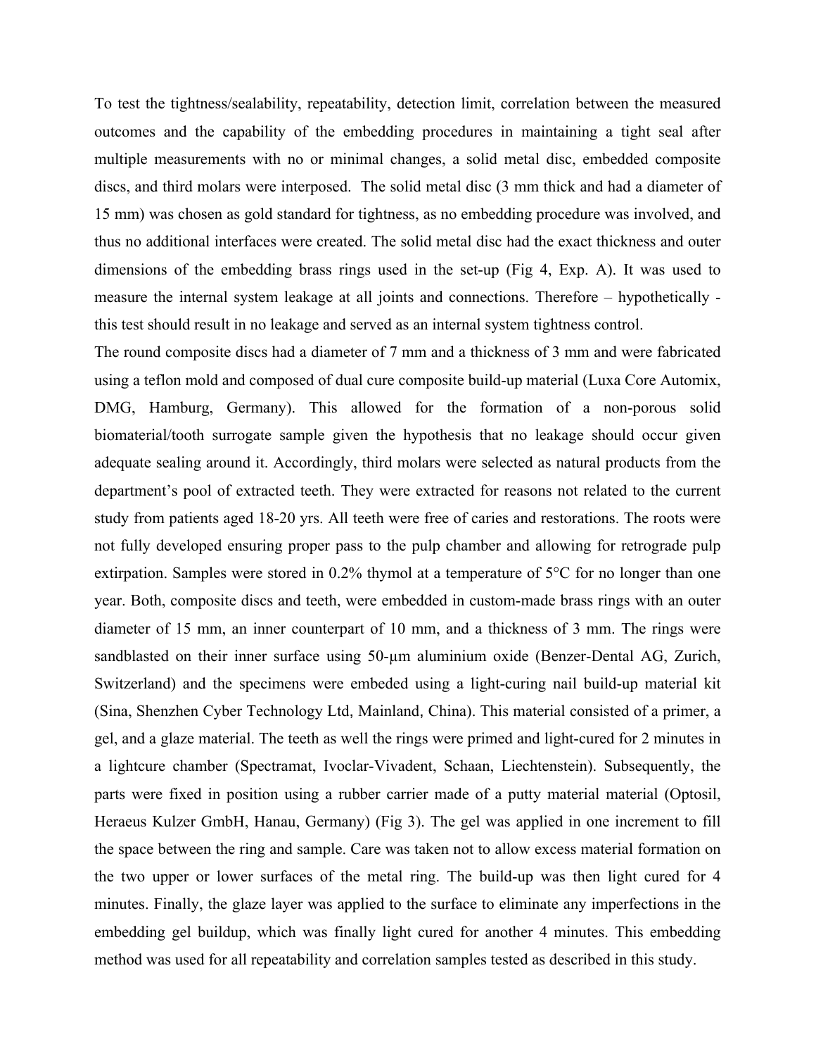To test the tightness/sealability, repeatability, detection limit, correlation between the measured outcomes and the capability of the embedding procedures in maintaining a tight seal after multiple measurements with no or minimal changes, a solid metal disc, embedded composite discs, and third molars were interposed. The solid metal disc (3 mm thick and had a diameter of 15 mm) was chosen as gold standard for tightness, as no embedding procedure was involved, and thus no additional interfaces were created. The solid metal disc had the exact thickness and outer dimensions of the embedding brass rings used in the set-up (Fig 4, Exp. A). It was used to measure the internal system leakage at all joints and connections. Therefore – hypothetically - this test should result in no leakage and served as an internal system tightness control.

The round composite discs had a diameter of 7 mm and a thickness of 3 mm and were fabricated using a teflon mold and composed of dual cure composite build-up material (Luxa Core Automix, DMG, Hamburg, Germany). This allowed for the formation of a non-porous solid biomaterial/tooth surrogate sample given the hypothesis that no leakage should occur given adequate sealing around it. Accordingly, third molars were selected as natural products from the department's pool of extracted teeth. They were extracted for reasons not related to the current study from patients aged 18-20 yrs. All teeth were free of caries and restorations. The roots were not fully developed ensuring proper pass to the pulp chamber and allowing for retrograde pulp extirpation. Samples were stored in 0.2% thymol at a temperature of 5°C for no longer than one year. Both, composite discs and teeth, were embedded in custom-made brass rings with an outer diameter of 15 mm, an inner counterpart of 10 mm, and a thickness of 3 mm. The rings were sandblasted on their inner surface using 50-µm aluminium oxide (Benzer-Dental AG, Zurich, Switzerland) and the specimens were embeded using a light-curing nail build-up material kit (Sina, Shenzhen Cyber Technology Ltd, Mainland, China). This material consisted of a primer, a gel, and a glaze material. The teeth as well the rings were primed and light-cured for 2 minutes in a lightcure chamber (Spectramat, Ivoclar-Vivadent, Schaan, Liechtenstein). Subsequently, the parts were fixed in position using a rubber carrier made of a putty material material (Optosil, Heraeus Kulzer GmbH, Hanau, Germany) (Fig 3). The gel was applied in one increment to fill the space between the ring and sample. Care was taken not to allow excess material formation on the two upper or lower surfaces of the metal ring. The build-up was then light cured for 4 minutes. Finally, the glaze layer was applied to the surface to eliminate any imperfections in the embedding gel buildup, which was finally light cured for another 4 minutes. This embedding method was used for all repeatability and correlation samples tested as described in this study.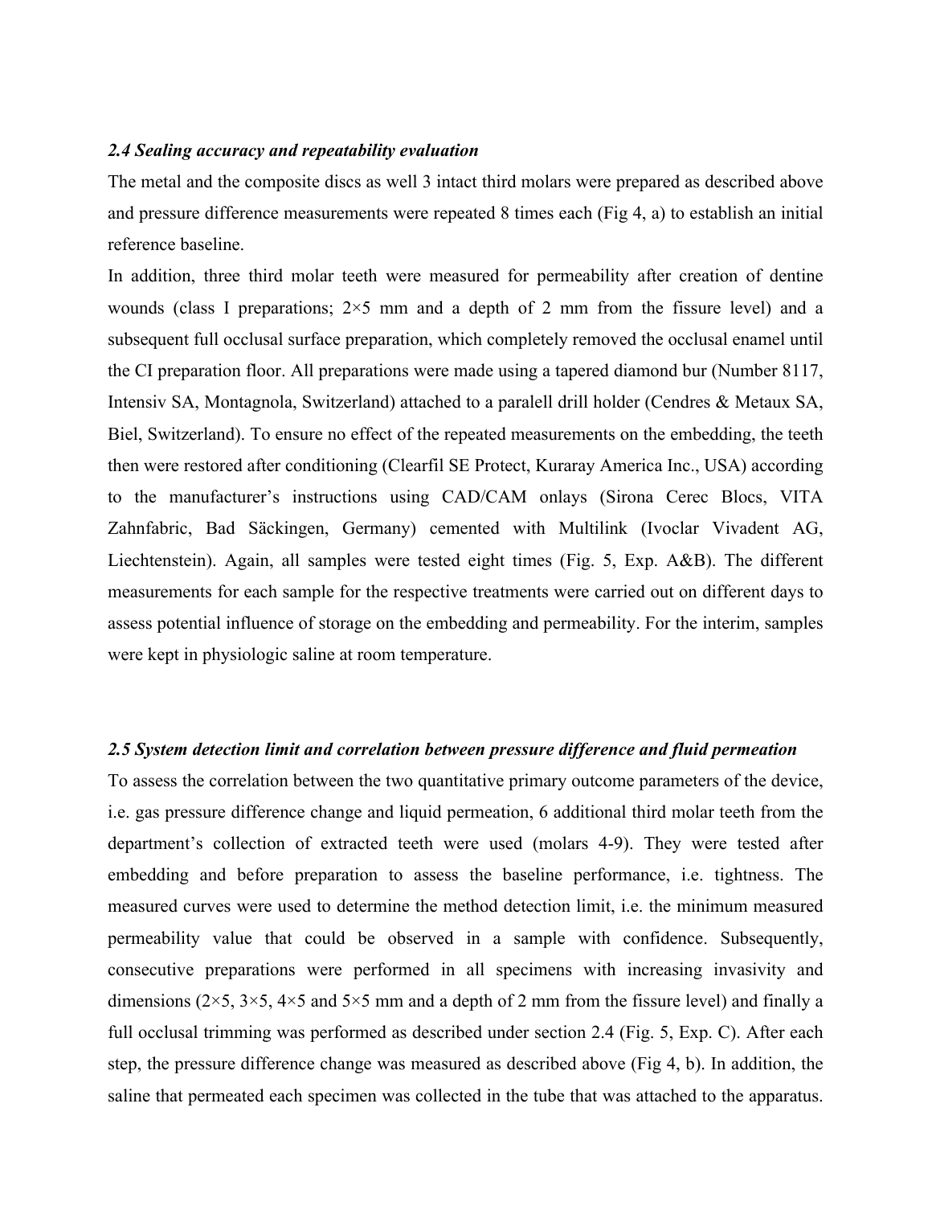### *2.4 Sealing accuracy and repeatability evaluation*

The metal and the composite discs as well 3 intact third molars were prepared as described above and pressure difference measurements were repeated 8 times each (Fig 4, a) to establish an initial reference baseline.

In addition, three third molar teeth were measured for permeability after creation of dentine wounds (class I preparations; 2×5 mm and a depth of 2 mm from the fissure level) and a subsequent full occlusal surface preparation, which completely removed the occlusal enamel until the CI preparation floor. All preparations were made using a tapered diamond bur (Number 8117, Intensiv SA, Montagnola, Switzerland) attached to a paralell drill holder (Cendres & Metaux SA, Biel, Switzerland). To ensure no effect of the repeated measurements on the embedding, the teeth then were restored after conditioning (Clearfil SE Protect, Kuraray America Inc., USA) according to the manufacturer's instructions using CAD/CAM onlays (Sirona Cerec Blocs, VITA Zahnfabric, Bad Säckingen, Germany) cemented with Multilink (Ivoclar Vivadent AG, Liechtenstein). Again, all samples were tested eight times (Fig. 5, Exp. A&B). The different measurements for each sample for the respective treatments were carried out on different days to assess potential influence of storage on the embedding and permeability. For the interim, samples were kept in physiologic saline at room temperature.

### *2.5 System detection limit and correlation between pressure difference and fluid permeation*

To assess the correlation between the two quantitative primary outcome parameters of the device, i.e. gas pressure difference change and liquid permeation, 6 additional third molar teeth from the department's collection of extracted teeth were used (molars 4-9). They were tested after embedding and before preparation to assess the baseline performance, i.e. tightness. The measured curves were used to determine the method detection limit, i.e. the minimum measured permeability value that could be observed in a sample with confidence. Subsequently, consecutive preparations were performed in all specimens with increasing invasivity and dimensions (2×5, 3×5, 4×5 and 5×5 mm and a depth of 2 mm from the fissure level) and finally a full occlusal trimming was performed as described under section 2.4 (Fig. 5, Exp. C). After each step, the pressure difference change was measured as described above (Fig 4, b). In addition, the saline that permeated each specimen was collected in the tube that was attached to the apparatus.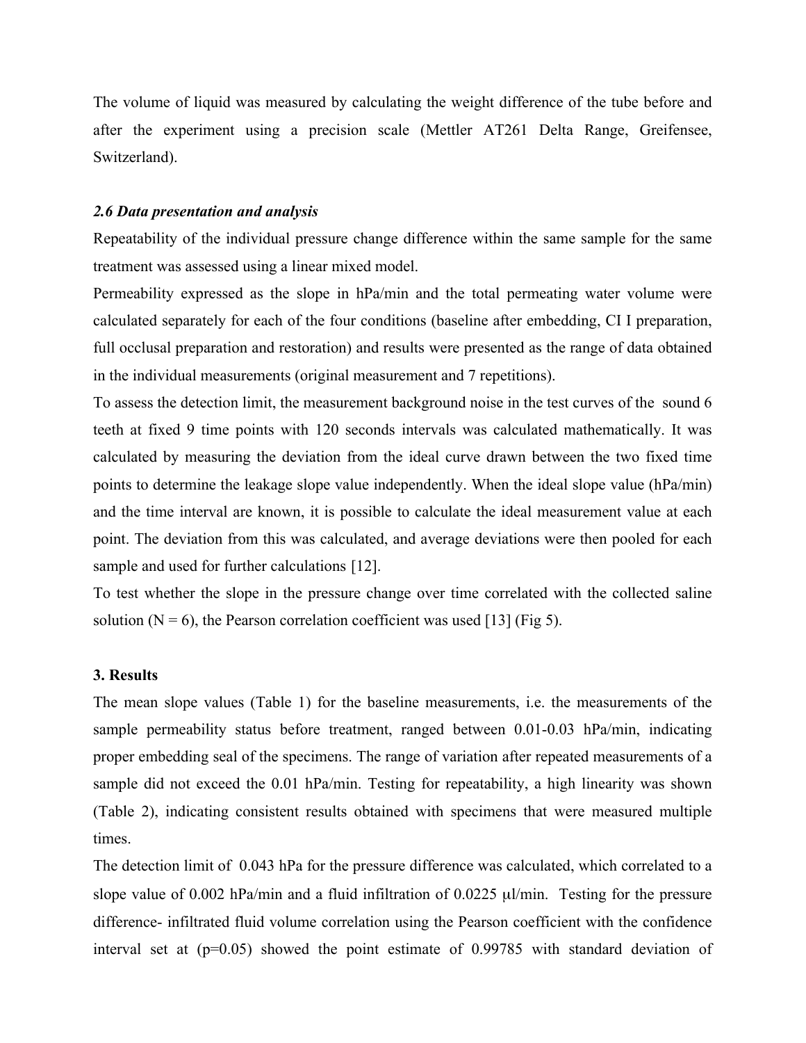The volume of liquid was measured by calculating the weight difference of the tube before and after the experiment using a precision scale (Mettler AT261 Delta Range, Greifensee, Switzerland).

### *2.6 Data presentation and analysis*

Repeatability of the individual pressure change difference within the same sample for the same treatment was assessed using a linear mixed model.

Permeability expressed as the slope in hPa/min and the total permeating water volume were calculated separately for each of the four conditions (baseline after embedding, CI I preparation, full occlusal preparation and restoration) and results were presented as the range of data obtained in the individual measurements (original measurement and 7 repetitions).

To assess the detection limit, the measurement background noise in the test curves of the sound 6 teeth at fixed 9 time points with 120 seconds intervals was calculated mathematically. It was calculated by measuring the deviation from the ideal curve drawn between the two fixed time points to determine the leakage slope value independently. When the ideal slope value (hPa/min) and the time interval are known, it is possible to calculate the ideal measurement value at each point. The deviation from this was calculated, and average deviations were then pooled for each sample and used for further calculations [12].

To test whether the slope in the pressure change over time correlated with the collected saline solution (N = 6), the Pearson correlation coefficient was used [13] (Fig 5).

## 3. Results

The mean slope values (Table 1) for the baseline measurements, i.e. the measurements of the sample permeability status before treatment, ranged between 0.01-0.03 hPa/min, indicating proper embedding seal of the specimens. The range of variation after repeated measurements of a sample did not exceed the 0.01 hPa/min. Testing for repeatability, a high linearity was shown (Table 2), indicating consistent results obtained with specimens that were measured multiple times.

The detection limit of 0.043 hPa for the pressure difference was calculated, which correlated to a slope value of 0.002 hPa/min and a fluid infiltration of 0.0225 μl/min. Testing for the pressure difference- infiltrated fluid volume correlation using the Pearson coefficient with the confidence interval set at ($p$=0.05) showed the point estimate of 0.99785 with standard deviation of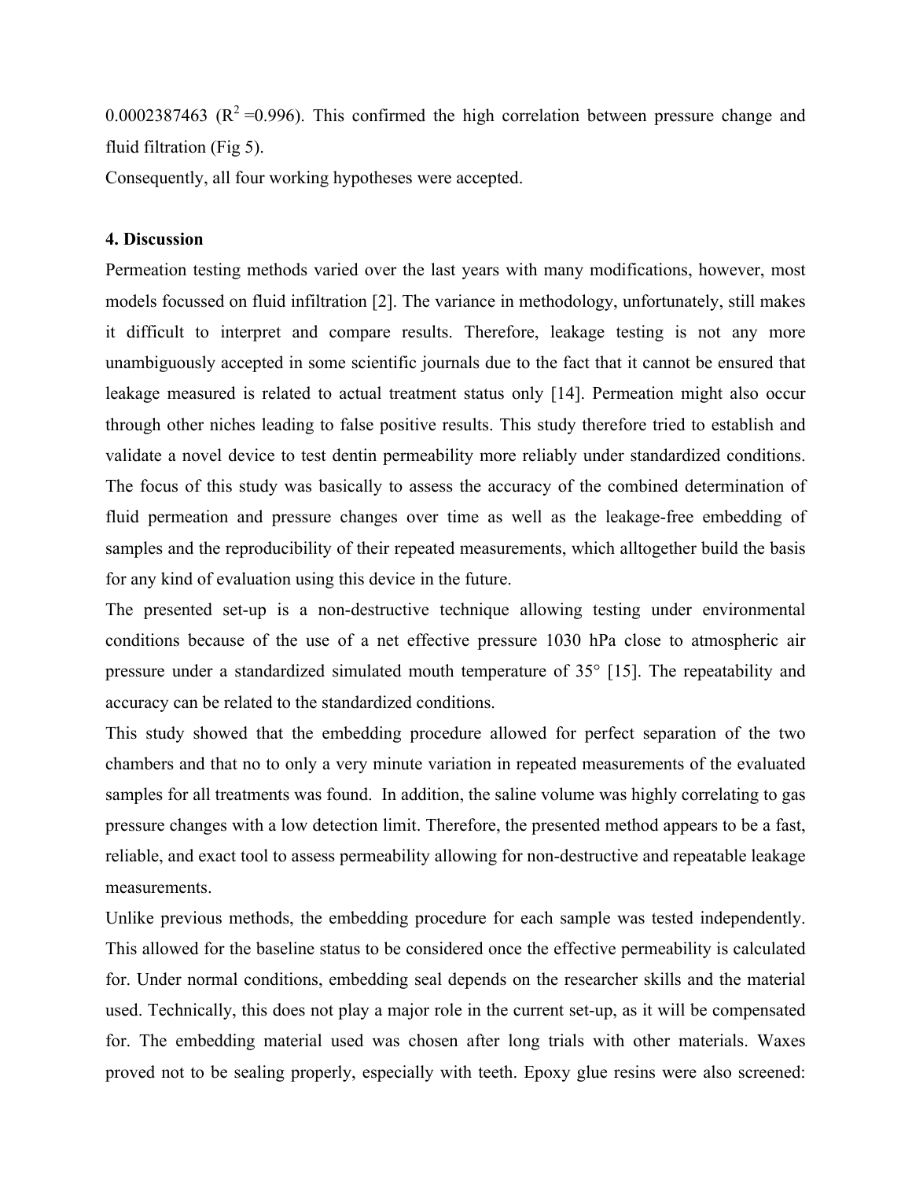0.0002387463 ($R^2$ =0.996). This confirmed the high correlation between pressure change and fluid filtration (Fig 5).

Consequently, all four working hypotheses were accepted.

## 4. Discussion

Permeation testing methods varied over the last years with many modifications, however, most models focussed on fluid infiltration [2]. The variance in methodology, unfortunately, still makes it difficult to interpret and compare results. Therefore, leakage testing is not any more unambiguously accepted in some scientific journals due to the fact that it cannot be ensured that leakage measured is related to actual treatment status only [14]. Permeation might also occur through other niches leading to false positive results. This study therefore tried to establish and validate a novel device to test dentin permeability more reliably under standardized conditions. The focus of this study was basically to assess the accuracy of the combined determination of fluid permeation and pressure changes over time as well as the leakage-free embedding of samples and the reproducibility of their repeated measurements, which alltogether build the basis for any kind of evaluation using this device in the future.

The presented set-up is a non-destructive technique allowing testing under environmental conditions because of the use of a net effective pressure 1030 hPa close to atmospheric air pressure under a standardized simulated mouth temperature of 35° [15]. The repeatability and accuracy can be related to the standardized conditions.

This study showed that the embedding procedure allowed for perfect separation of the two chambers and that no to only a very minute variation in repeated measurements of the evaluated samples for all treatments was found. In addition, the saline volume was highly correlating to gas pressure changes with a low detection limit. Therefore, the presented method appears to be a fast, reliable, and exact tool to assess permeability allowing for non-destructive and repeatable leakage measurements.

Unlike previous methods, the embedding procedure for each sample was tested independently. This allowed for the baseline status to be considered once the effective permeability is calculated for. Under normal conditions, embedding seal depends on the researcher skills and the material used. Technically, this does not play a major role in the current set-up, as it will be compensated for. The embedding material used was chosen after long trials with other materials. Waxes proved not to be sealing properly, especially with teeth. Epoxy glue resins were also screened: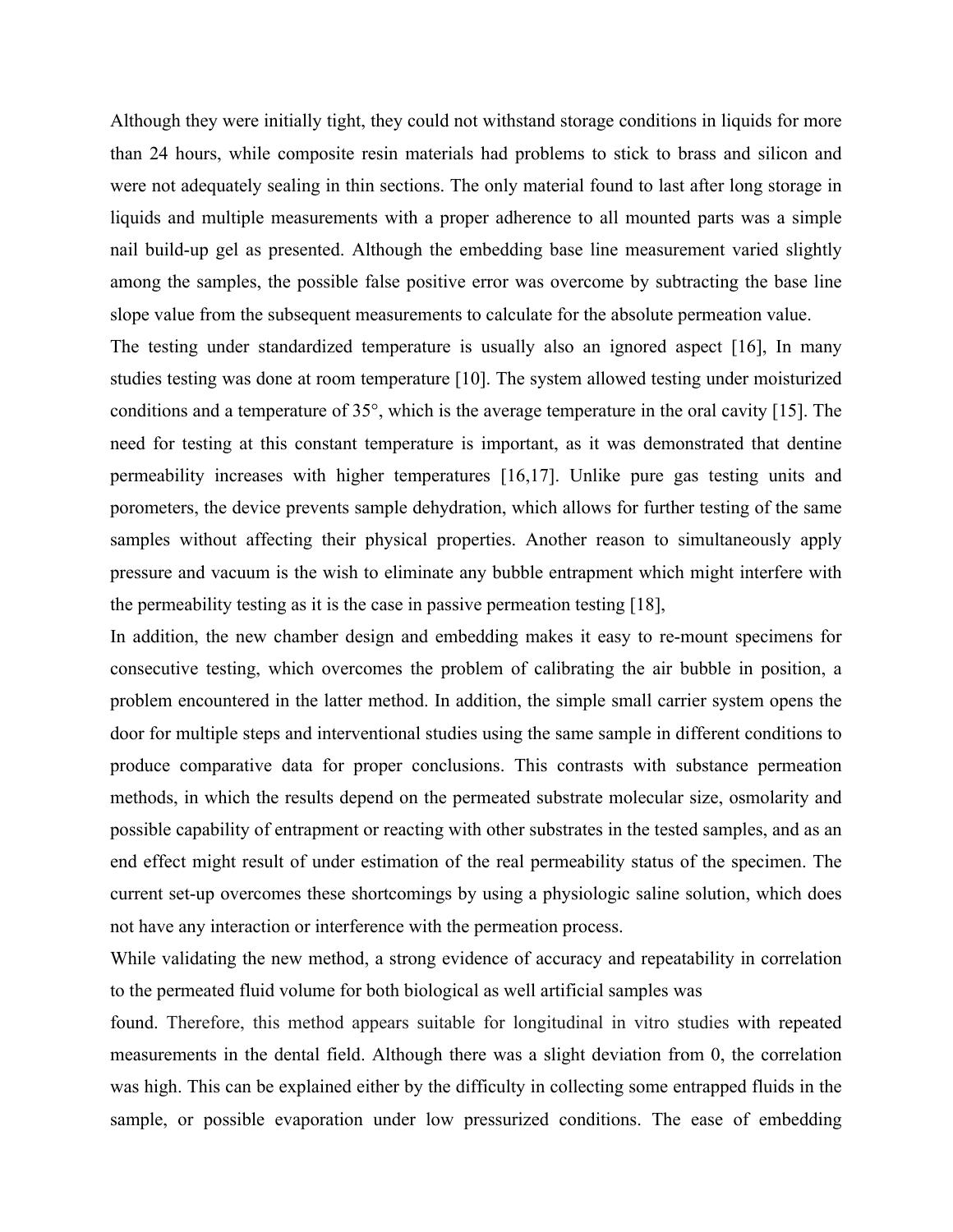Although they were initially tight, they could not withstand storage conditions in liquids for more than 24 hours, while composite resin materials had problems to stick to brass and silicon and were not adequately sealing in thin sections. The only material found to last after long storage in liquids and multiple measurements with a proper adherence to all mounted parts was a simple nail build-up gel as presented. Although the embedding base line measurement varied slightly among the samples, the possible false positive error was overcome by subtracting the base line slope value from the subsequent measurements to calculate for the absolute permeation value.

The testing under standardized temperature is usually also an ignored aspect [16], In many studies testing was done at room temperature [10]. The system allowed testing under moisturized conditions and a temperature of 35°, which is the average temperature in the oral cavity [15]. The need for testing at this constant temperature is important, as it was demonstrated that dentine permeability increases with higher temperatures [16,17]. Unlike pure gas testing units and porometers, the device prevents sample dehydration, which allows for further testing of the same samples without affecting their physical properties. Another reason to simultaneously apply pressure and vacuum is the wish to eliminate any bubble entrapment which might interfere with the permeability testing as it is the case in passive permeation testing [18],

In addition, the new chamber design and embedding makes it easy to re-mount specimens for consecutive testing, which overcomes the problem of calibrating the air bubble in position, a problem encountered in the latter method. In addition, the simple small carrier system opens the door for multiple steps and interventional studies using the same sample in different conditions to produce comparative data for proper conclusions. This contrasts with substance permeation methods, in which the results depend on the permeated substrate molecular size, osmolarity and possible capability of entrapment or reacting with other substrates in the tested samples, and as an end effect might result of under estimation of the real permeability status of the specimen. The current set-up overcomes these shortcomings by using a physiologic saline solution, which does not have any interaction or interference with the permeation process.

While validating the new method, a strong evidence of accuracy and repeatability in correlation to the permeated fluid volume for both biological as well artificial samples was found. Therefore, this method appears suitable for longitudinal in vitro studies with repeated measurements in the dental field. Although there was a slight deviation from 0, the correlation was high. This can be explained either by the difficulty in collecting some entrapped fluids in the sample, or possible evaporation under low pressurized conditions. The ease of embedding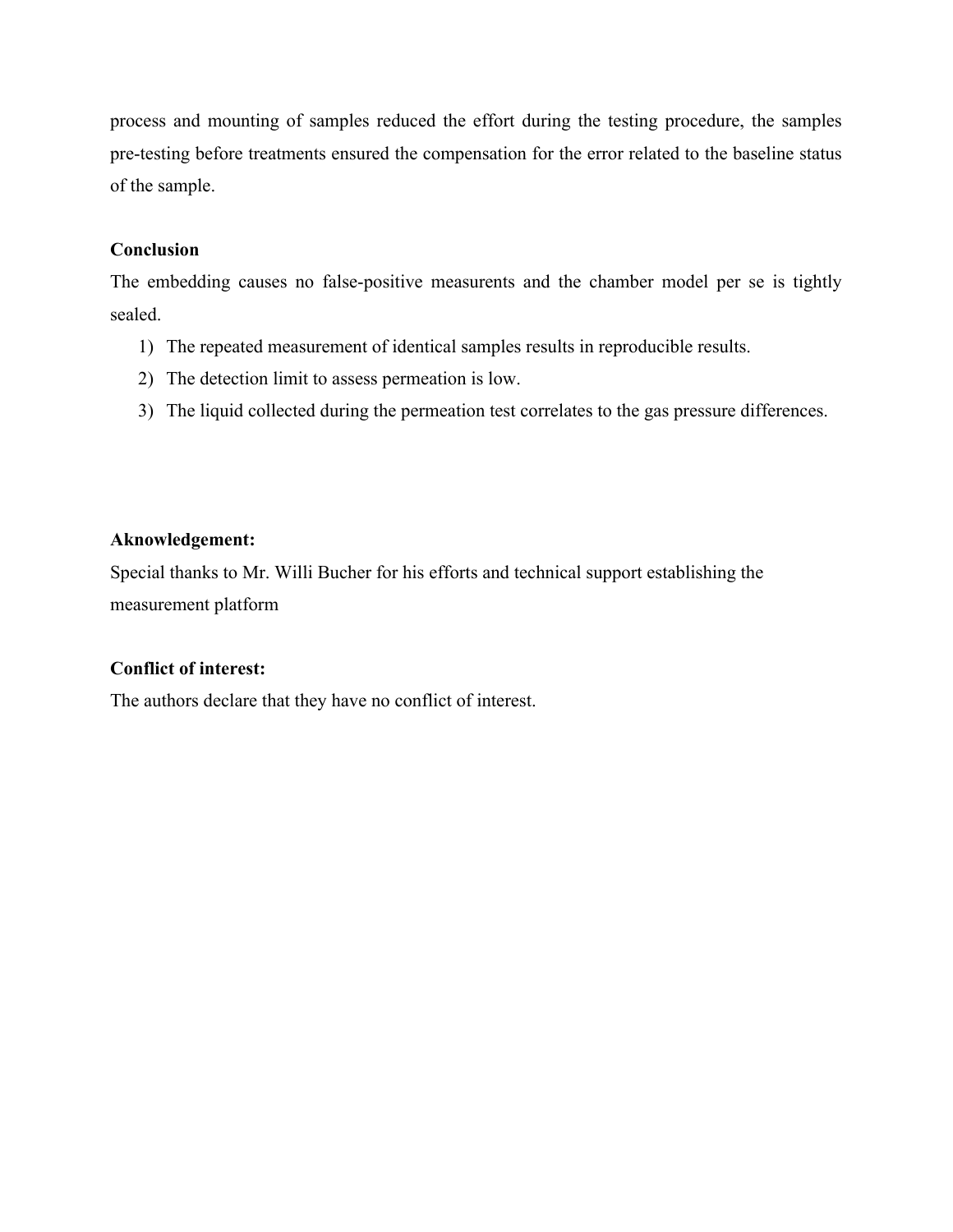process and mounting of samples reduced the effort during the testing procedure, the samples pre-testing before treatments ensured the compensation for the error related to the baseline status of the sample.

**Conclusion**

The embedding causes no false-positive measurents and the chamber model per se is tightly sealed.

1) The repeated measurement of identical samples results in reproducible results.
2) The detection limit to assess permeation is low.
3) The liquid collected during the permeation test correlates to the gas pressure differences.

**Aknowledgement:**

Special thanks to Mr. Willi Bucher for his efforts and technical support establishing the measurement platform

**Conflict of interest:**

The authors declare that they have no conflict of interest.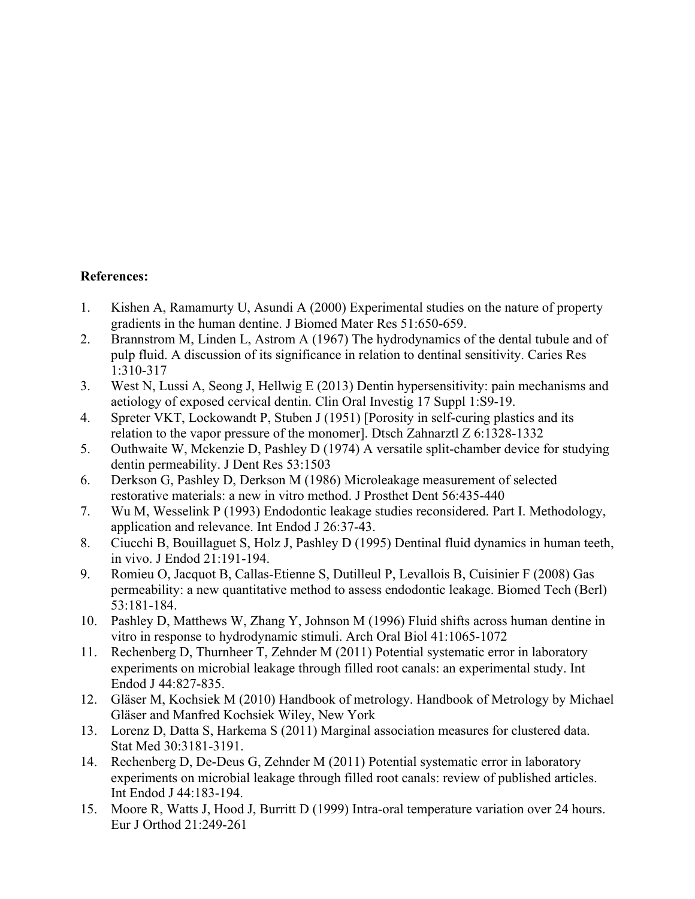**References:**

1. Kishen A, Ramamurty U, Asundi A (2000) Experimental studies on the nature of property gradients in the human dentine. J Biomed Mater Res 51:650-659.
2. Brannstrom M, Linden L, Astrom A (1967) The hydrodynamics of the dental tubule and of pulp fluid. A discussion of its significance in relation to dentinal sensitivity. Caries Res 1:310-317
3. West N, Lussi A, Seong J, Hellwig E (2013) Dentin hypersensitivity: pain mechanisms and aetiology of exposed cervical dentin. Clin Oral Investig 17 Suppl 1:S9-19.
4. Spreter VKT, Lockowandt P, Stuben J (1951) [Porosity in self-curing plastics and its relation to the vapor pressure of the monomer]. Dtsch Zahnarztl Z 6:1328-1332
5. Outhwaite W, Mckenzie D, Pashley D (1974) A versatile split-chamber device for studying dentin permeability. J Dent Res 53:1503
6. Derkson G, Pashley D, Derkson M (1986) Microleakage measurement of selected restorative materials: a new in vitro method. J Prosthet Dent 56:435-440
7. Wu M, Wesselink P (1993) Endodontic leakage studies reconsidered. Part I. Methodology, application and relevance. Int Endod J 26:37-43.
8. Ciucchi B, Bouillaguet S, Holz J, Pashley D (1995) Dentinal fluid dynamics in human teeth, in vivo. J Endod 21:191-194.
9. Romieu O, Jacquot B, Callas-Etienne S, Dutilleul P, Levallois B, Cuisinier F (2008) Gas permeability: a new quantitative method to assess endodontic leakage. Biomed Tech (Berl) 53:181-184.
10. Pashley D, Matthews W, Zhang Y, Johnson M (1996) Fluid shifts across human dentine in vitro in response to hydrodynamic stimuli. Arch Oral Biol 41:1065-1072
11. Rechenberg D, Thurnheer T, Zehnder M (2011) Potential systematic error in laboratory experiments on microbial leakage through filled root canals: an experimental study. Int Endod J 44:827-835.
12. Gläser M, Kochsiek M (2010) Handbook of metrology. Handbook of Metrology by Michael Gläser and Manfred Kochsiek Wiley, New York
13. Lorenz D, Datta S, Harkema S (2011) Marginal association measures for clustered data. Stat Med 30:3181-3191.
14. Rechenberg D, De-Deus G, Zehnder M (2011) Potential systematic error in laboratory experiments on microbial leakage through filled root canals: review of published articles. Int Endod J 44:183-194.
15. Moore R, Watts J, Hood J, Burritt D (1999) Intra-oral temperature variation over 24 hours. Eur J Orthod 21:249-261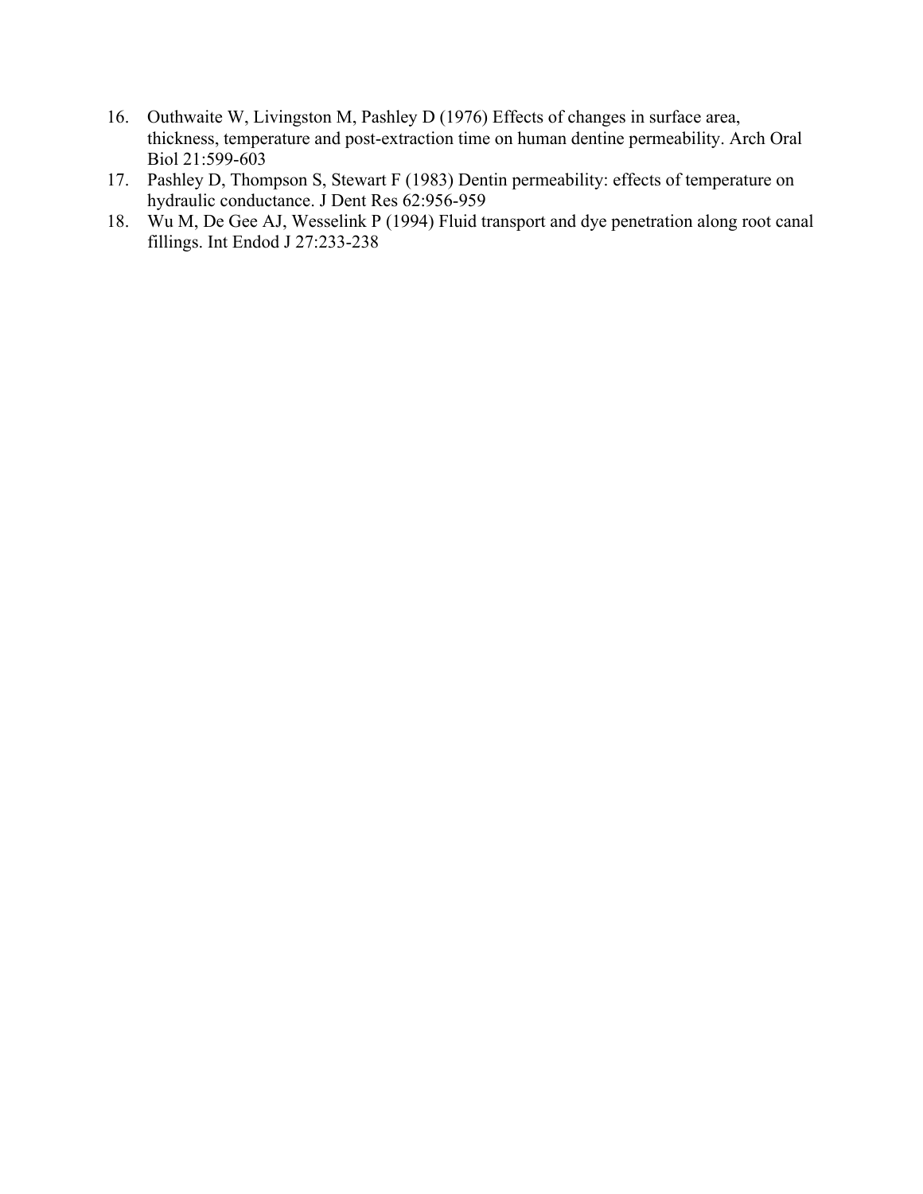16. Outhwaite W, Livingston M, Pashley D (1976) Effects of changes in surface area, thickness, temperature and post-extraction time on human dentine permeability. Arch Oral Biol 21:599-603
17. Pashley D, Thompson S, Stewart F (1983) Dentin permeability: effects of temperature on hydraulic conductance. J Dent Res 62:956-959
18. Wu M, De Gee AJ, Wesselink P (1994) Fluid transport and dye penetration along root canal fillings. Int Endod J 27:233-238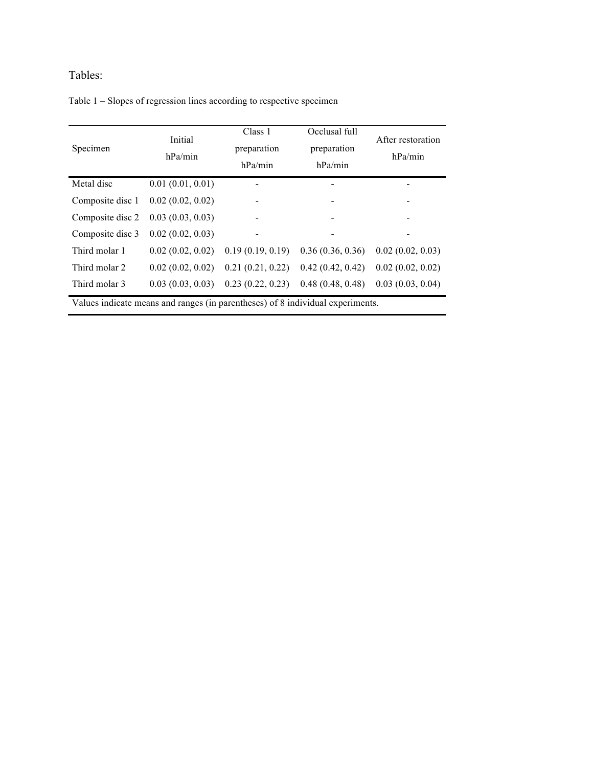Tables:

Table 1 – Slopes of regression lines according to respective specimen

| Specimen | Initial hPa/min | Class 1 preparation hPa/min | Occlusal full preparation hPa/min | After restoration hPa/min |
|---|---|---|---|---|
| Metal disc | 0.01 (0.01, 0.01) | - | - | - |
| Composite disc 1 | 0.02 (0.02, 0.02) | - | - | - |
| Composite disc 2 | 0.03 (0.03, 0.03) | - | - | - |
| Composite disc 3 | 0.02 (0.02, 0.03) | - | - | - |
| Third molar 1 | 0.02 (0.02, 0.02) | 0.19 (0.19, 0.19) | 0.36 (0.36, 0.36) | 0.02 (0.02, 0.03) |
| Third molar 2 | 0.02 (0.02, 0.02) | 0.21 (0.21, 0.22) | 0.42 (0.42, 0.42) | 0.02 (0.02, 0.02) |
| Third molar 3 | 0.03 (0.03, 0.03) | 0.23 (0.22, 0.23) | 0.48 (0.48, 0.48) | 0.03 (0.03, 0.04) |

Values indicate means and ranges (in parentheses) of 8 individual experiments.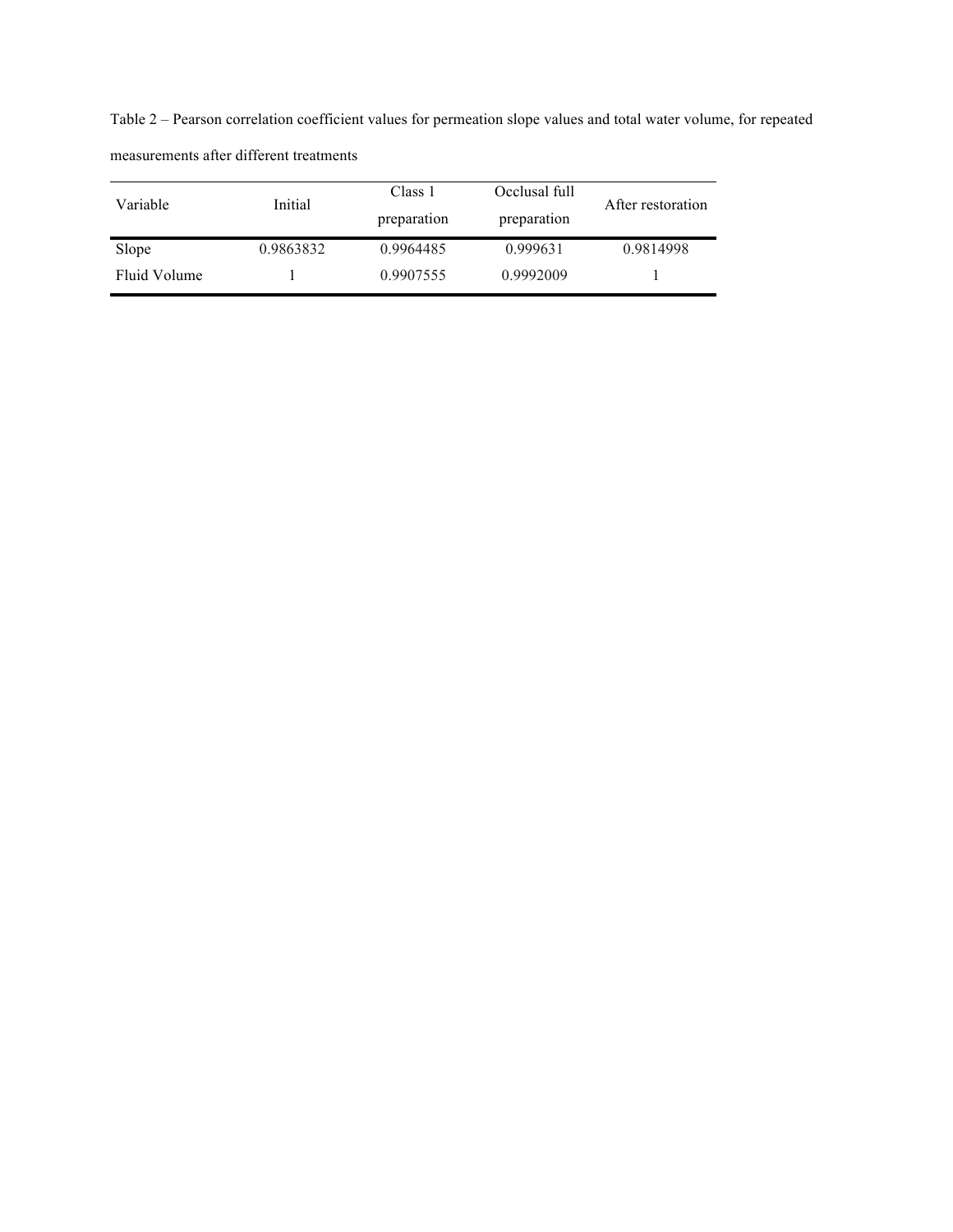Table 2 – Pearson correlation coefficient values for permeation slope values and total water volume, for repeated measurements after different treatments

| Variable | Initial | Class 1 preparation | Occlusal full preparation | After restoration |
|---|---|---|---|---|
| Slope | 0.9863832 | 0.9964485 | 0.999631 | 0.9814998 |
| Fluid Volume | 1 | 0.9907555 | 0.9992009 | 1 |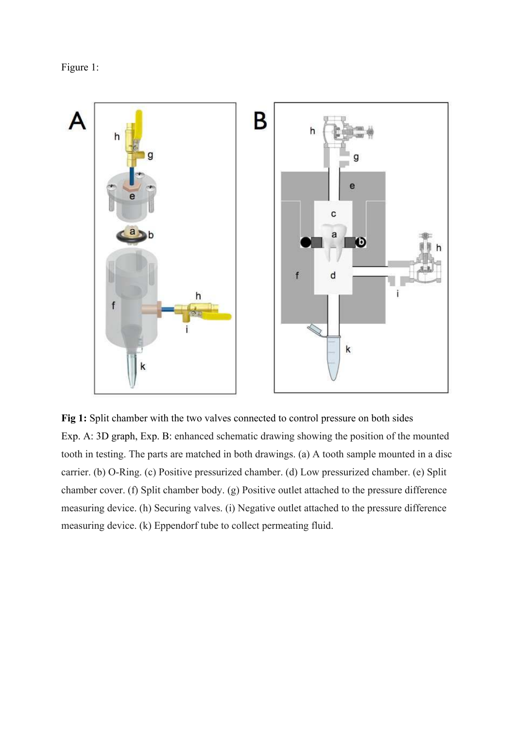Figure 1:

**Fig 1:** Split chamber with the two valves connected to control pressure on both sides
Exp. A: 3D graph, Exp. B: enhanced schematic drawing showing the position of the mounted tooth in testing. The parts are matched in both drawings. (a) A tooth sample mounted in a disc carrier. (b) O-Ring. (c) Positive pressurized chamber. (d) Low pressurized chamber. (e) Split chamber cover. (f) Split chamber body. (g) Positive outlet attached to the pressure difference measuring device. (h) Securing valves. (i) Negative outlet attached to the pressure difference measuring device. (k) Eppendorf tube to collect permeating fluid.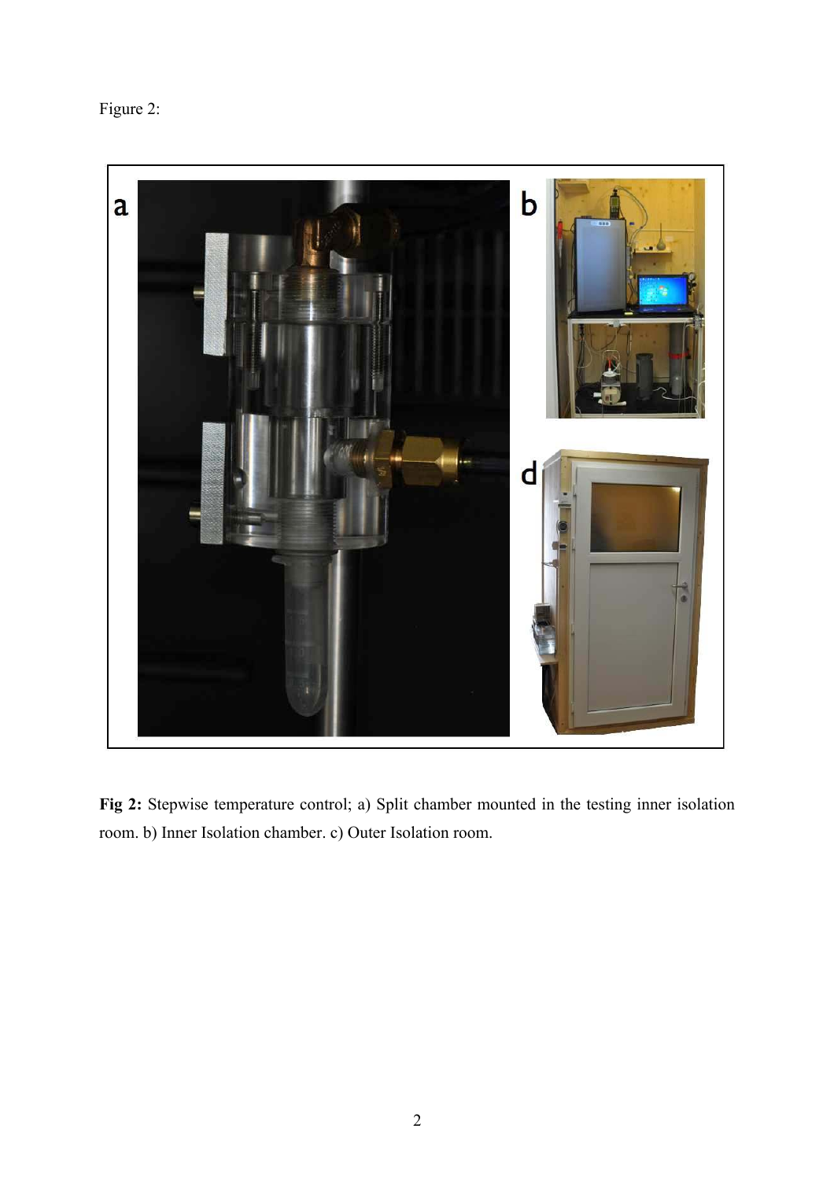Figure 2:

**Fig 2:** Stepwise temperature control; a) Split chamber mounted in the testing inner isolation room. b) Inner Isolation chamber. c) Outer Isolation room.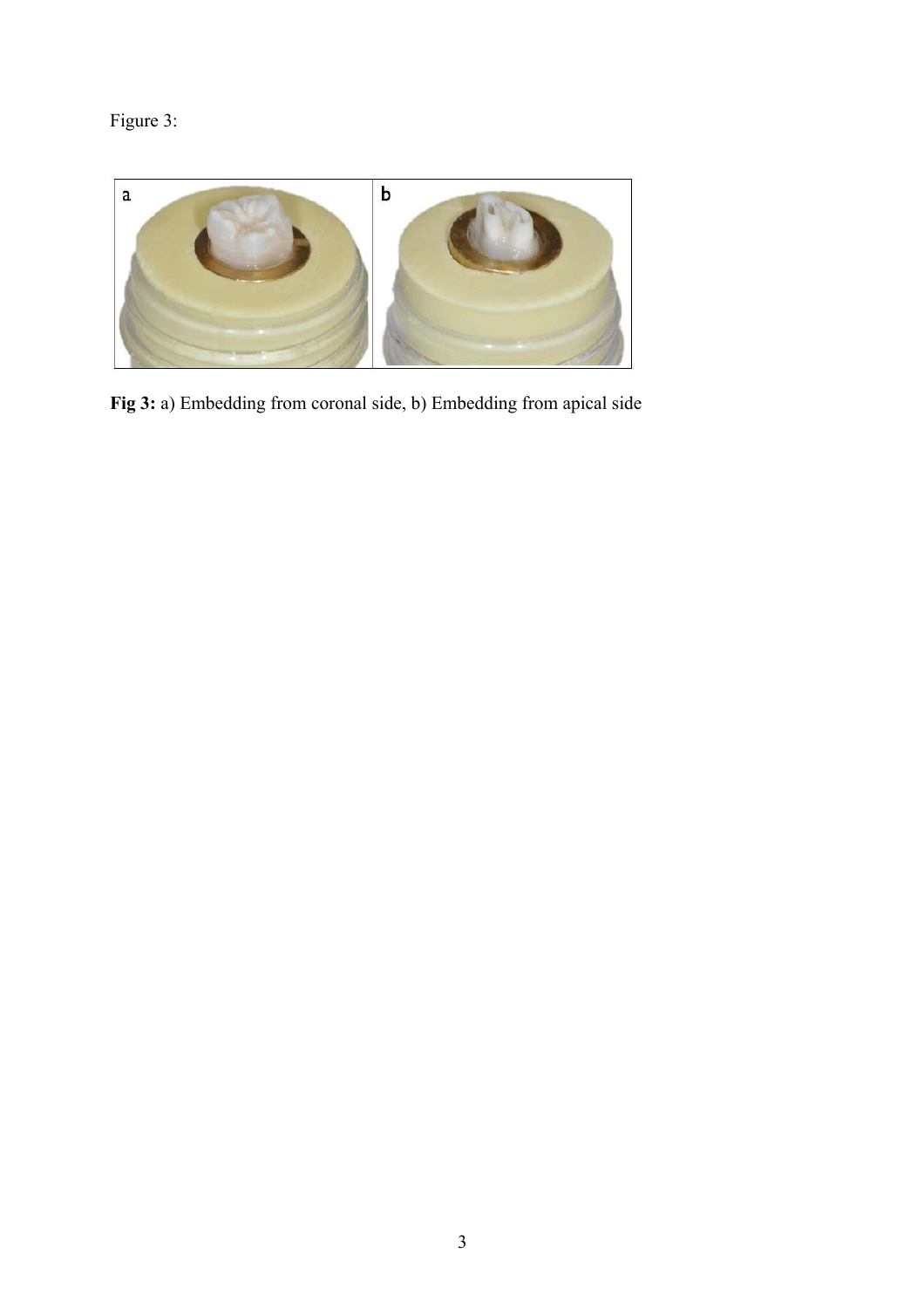Figure 3:

**Fig 3:** a) Embedding from coronal side, b) Embedding from apical side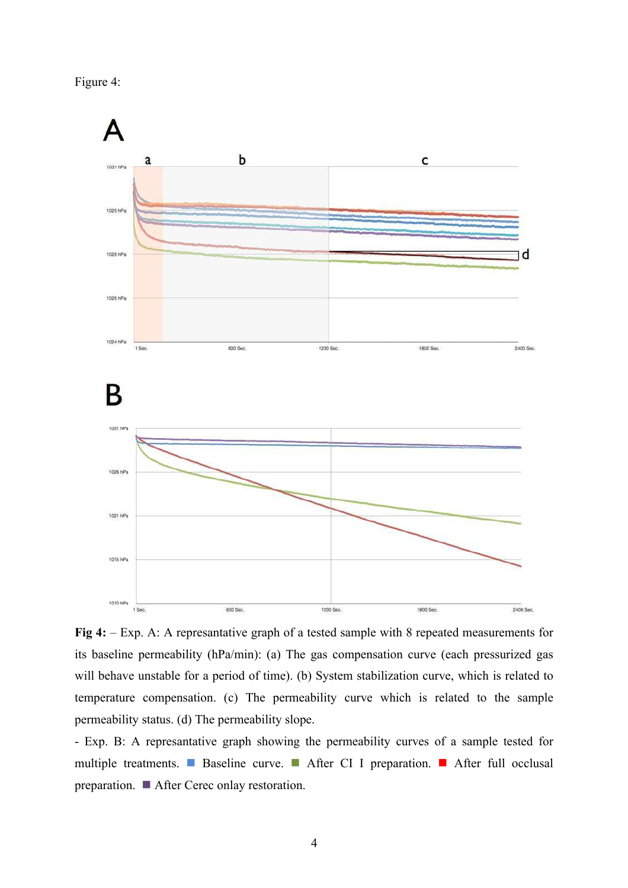Figure 4:

**Fig 4:** – Exp. A: A represantative graph of a tested sample with 8 repeated measurements for its baseline permeability (hPa/min): (a) The gas compensation curve (each pressurized gas will behave unstable for a period of time). (b) System stabilization curve, which is related to temperature compensation. (c) The permeability curve which is related to the sample permeability status. (d) The permeability slope.

- Exp. B: A represantative graph showing the permeability curves of a sample tested for multiple treatments. ■ Baseline curve. ■ After CI I preparation. ■ After full occlusal preparation. ■ After Cerec onlay restoration.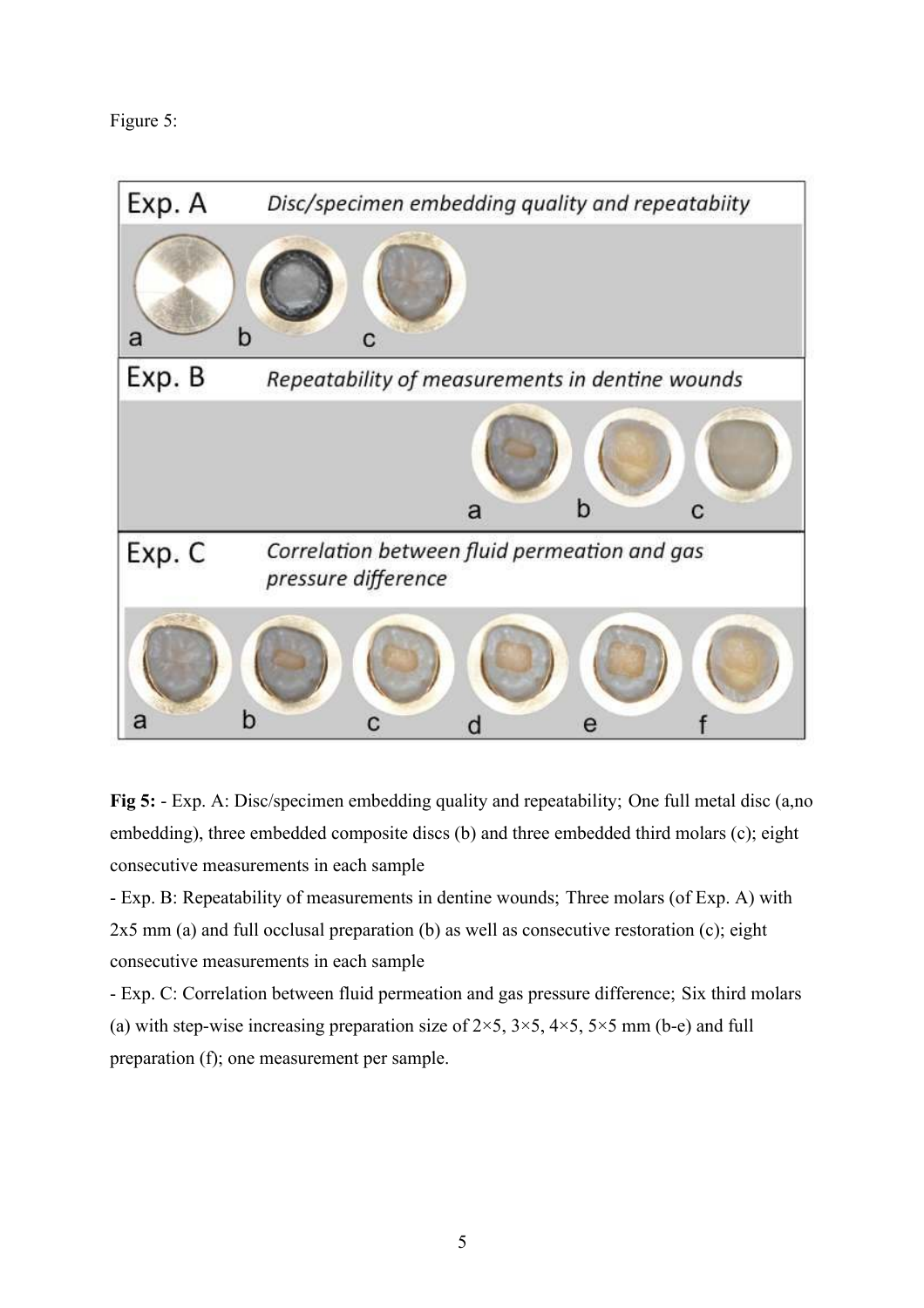Figure 5:

**Fig 5:** - Exp. A: Disc/specimen embedding quality and repeatability; One full metal disc (a,no embedding), three embedded composite discs (b) and three embedded third molars (c); eight consecutive measurements in each sample

- Exp. B: Repeatability of measurements in dentine wounds; Three molars (of Exp. A) with 2x5 mm (a) and full occlusal preparation (b) as well as consecutive restoration (c); eight consecutive measurements in each sample

- Exp. C: Correlation between fluid permeation and gas pressure difference; Six third molars (a) with step-wise increasing preparation size of 2×5, 3×5, 4×5, 5×5 mm (b-e) and full preparation (f); one measurement per sample.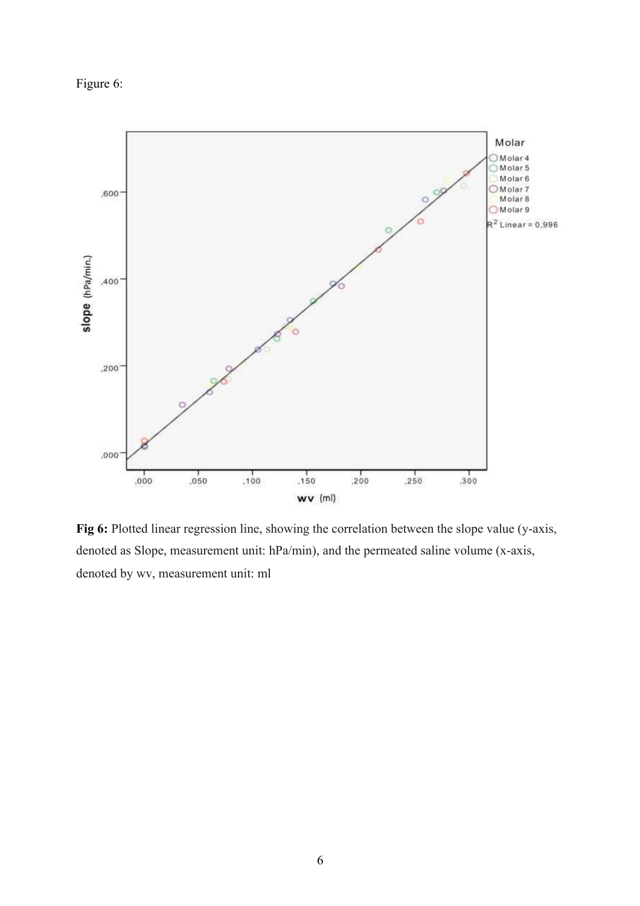Figure 6:

Molar

Molar 4

Molar 5

Molar 6

Molar 7

Molar 8

Molar 9

$R^2$ Linear = 0,996

slope (hPa/min.)

,000

,200

,400

,600

,000

,050

,100

,150

,200

,250

,300

wv (ml)

**Fig 6:** Plotted linear regression line, showing the correlation between the slope value (y-axis, denoted as Slope, measurement unit: hPa/min), and the permeated saline volume (x-axis, denoted by wv, measurement unit: ml